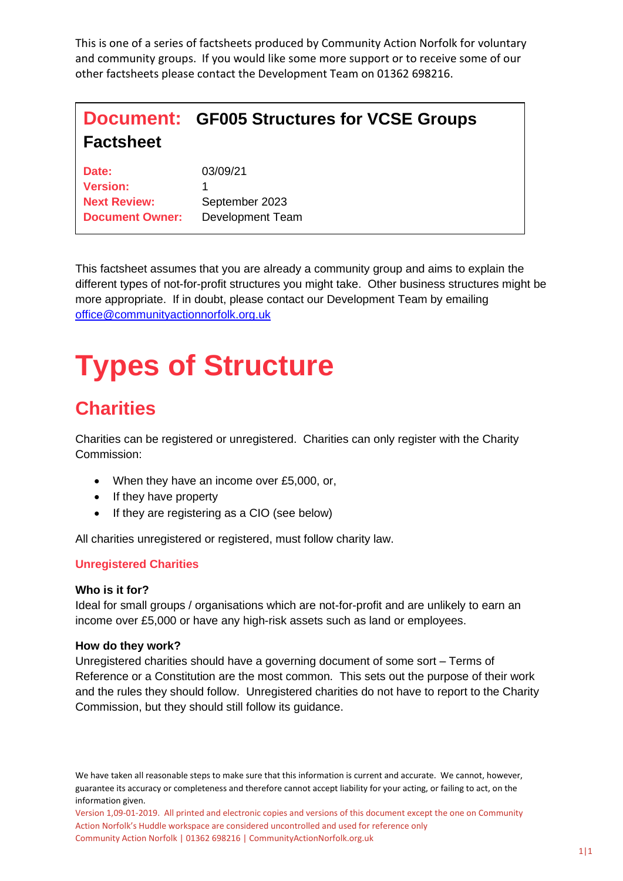This is one of a series of factsheets produced by Community Action Norfolk for voluntary and community groups. If you would like some more support or to receive some of our other factsheets please contact the Development Team on 01362 698216.

| | |
|---|---|
| **Document:** | **GF005 Structures for VCSE Groups Factsheet** |
| **Date:** | 03/09/21 |
| **Version:** | 1 |
| **Next Review:** | September 2023 |
| **Document Owner:** | Development Team |

This factsheet assumes that you are already a community group and aims to explain the different types of not-for-profit structures you might take. Other business structures might be more appropriate. If in doubt, please contact our Development Team by emailing office@communityactionnorfolk.org.uk

# Types of Structure

## Charities

Charities can be registered or unregistered. Charities can only register with the Charity Commission:

- When they have an income over £5,000, or,
- If they have property
- If they are registering as a CIO (see below)

All charities unregistered or registered, must follow charity law.

### Unregistered Charities

**Who is it for?**
Ideal for small groups / organisations which are not-for-profit and are unlikely to earn an income over £5,000 or have any high-risk assets such as land or employees.

**How do they work?**
Unregistered charities should have a governing document of some sort – Terms of Reference or a Constitution are the most common. This sets out the purpose of their work and the rules they should follow. Unregistered charities do not have to report to the Charity Commission, but they should still follow its guidance.

We have taken all reasonable steps to make sure that this information is current and accurate. We cannot, however, guarantee its accuracy or completeness and therefore cannot accept liability for your acting, or failing to act, on the information given.

Version 1,09-01-2019. All printed and electronic copies and versions of this document except the one on Community Action Norfolk's Huddle workspace are considered uncontrolled and used for reference only
Community Action Norfolk | 01362 698216 | CommunityActionNorfolk.org.uk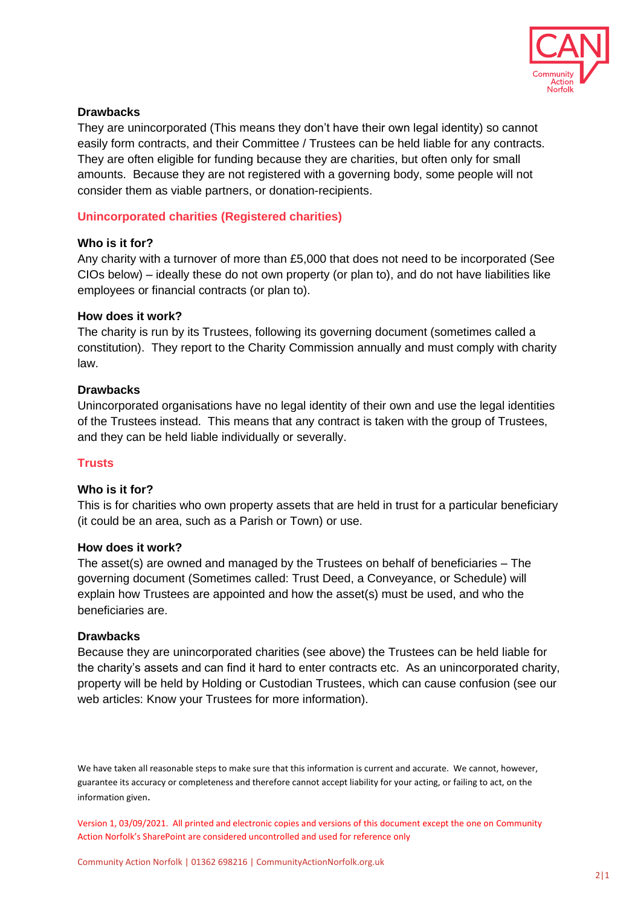**Drawbacks**

They are unincorporated (This means they don't have their own legal identity) so cannot easily form contracts, and their Committee / Trustees can be held liable for any contracts. They are often eligible for funding because they are charities, but often only for small amounts. Because they are not registered with a governing body, some people will not consider them as viable partners, or donation-recipients.

## Unincorporated charities (Registered charities)

**Who is it for?**

Any charity with a turnover of more than £5,000 that does not need to be incorporated (See CIOs below) – ideally these do not own property (or plan to), and do not have liabilities like employees or financial contracts (or plan to).

**How does it work?**

The charity is run by its Trustees, following its governing document (sometimes called a constitution). They report to the Charity Commission annually and must comply with charity law.

**Drawbacks**

Unincorporated organisations have no legal identity of their own and use the legal identities of the Trustees instead. This means that any contract is taken with the group of Trustees, and they can be held liable individually or severally.

## Trusts

**Who is it for?**

This is for charities who own property assets that are held in trust for a particular beneficiary (it could be an area, such as a Parish or Town) or use.

**How does it work?**

The asset(s) are owned and managed by the Trustees on behalf of beneficiaries – The governing document (Sometimes called: Trust Deed, a Conveyance, or Schedule) will explain how Trustees are appointed and how the asset(s) must be used, and who the beneficiaries are.

**Drawbacks**

Because they are unincorporated charities (see above) the Trustees can be held liable for the charity's assets and can find it hard to enter contracts etc. As an unincorporated charity, property will be held by Holding or Custodian Trustees, which can cause confusion (see our web articles: Know your Trustees for more information).

We have taken all reasonable steps to make sure that this information is current and accurate. We cannot, however, guarantee its accuracy or completeness and therefore cannot accept liability for your acting, or failing to act, on the information given.

Version 1, 03/09/2021. All printed and electronic copies and versions of this document except the one on Community Action Norfolk's SharePoint are considered uncontrolled and used for reference only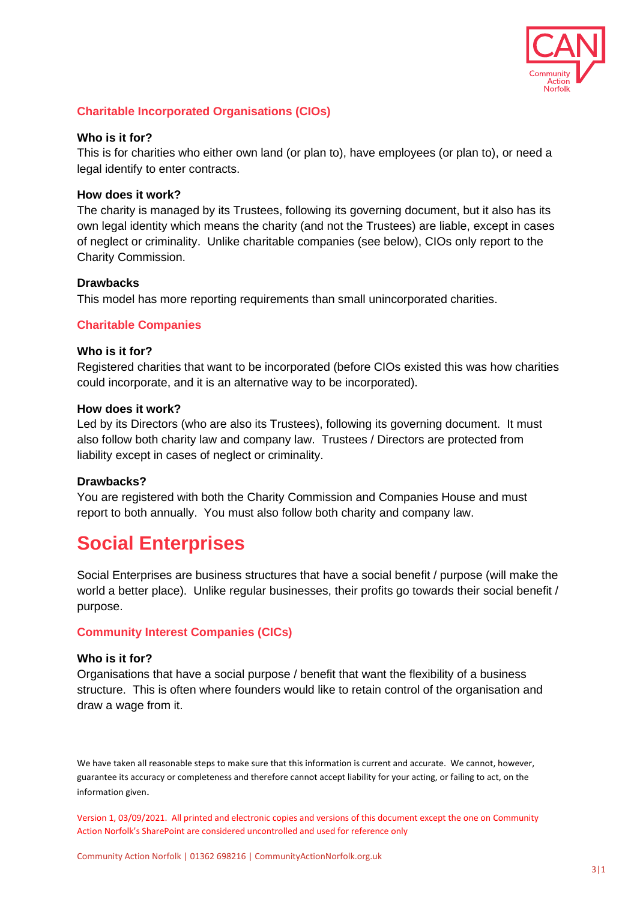### Charitable Incorporated Organisations (CIOs)

**Who is it for?**
This is for charities who either own land (or plan to), have employees (or plan to), or need a legal identify to enter contracts.

**How does it work?**
The charity is managed by its Trustees, following its governing document, but it also has its own legal identity which means the charity (and not the Trustees) are liable, except in cases of neglect or criminality. Unlike charitable companies (see below), CIOs only report to the Charity Commission.

**Drawbacks**
This model has more reporting requirements than small unincorporated charities.

### Charitable Companies

**Who is it for?**
Registered charities that want to be incorporated (before CIOs existed this was how charities could incorporate, and it is an alternative way to be incorporated).

**How does it work?**
Led by its Directors (who are also its Trustees), following its governing document. It must also follow both charity law and company law. Trustees / Directors are protected from liability except in cases of neglect or criminality.

**Drawbacks?**
You are registered with both the Charity Commission and Companies House and must report to both annually. You must also follow both charity and company law.

# Social Enterprises

Social Enterprises are business structures that have a social benefit / purpose (will make the world a better place). Unlike regular businesses, their profits go towards their social benefit / purpose.

### Community Interest Companies (CICs)

**Who is it for?**
Organisations that have a social purpose / benefit that want the flexibility of a business structure. This is often where founders would like to retain control of the organisation and draw a wage from it.

We have taken all reasonable steps to make sure that this information is current and accurate. We cannot, however, guarantee its accuracy or completeness and therefore cannot accept liability for your acting, or failing to act, on the information given.

Version 1, 03/09/2021. All printed and electronic copies and versions of this document except the one on Community Action Norfolk's SharePoint are considered uncontrolled and used for reference only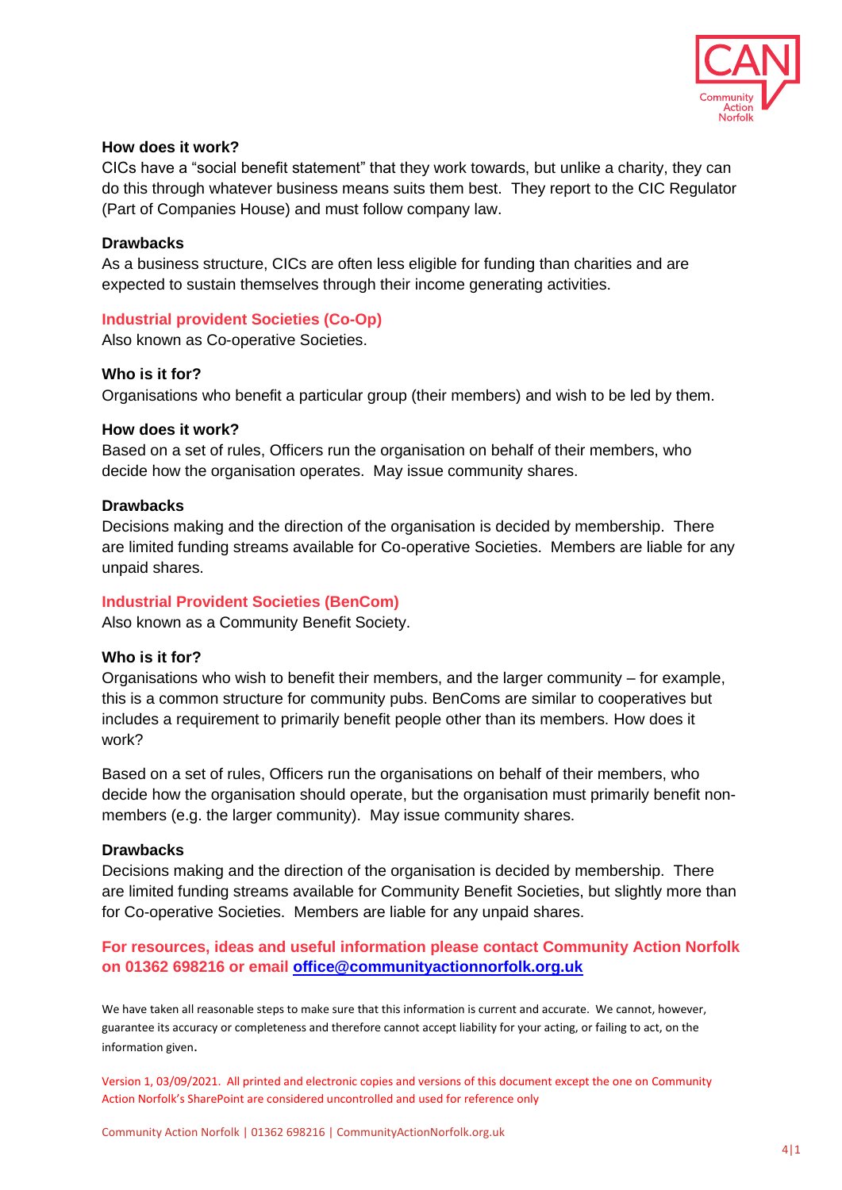**How does it work?**

CICs have a "social benefit statement" that they work towards, but unlike a charity, they can do this through whatever business means suits them best. They report to the CIC Regulator (Part of Companies House) and must follow company law.

**Drawbacks**

As a business structure, CICs are often less eligible for funding than charities and are expected to sustain themselves through their income generating activities.

## Industrial provident Societies (Co-Op)

Also known as Co-operative Societies.

**Who is it for?**

Organisations who benefit a particular group (their members) and wish to be led by them.

**How does it work?**

Based on a set of rules, Officers run the organisation on behalf of their members, who decide how the organisation operates. May issue community shares.

**Drawbacks**

Decisions making and the direction of the organisation is decided by membership. There are limited funding streams available for Co-operative Societies. Members are liable for any unpaid shares.

## Industrial Provident Societies (BenCom)

Also known as a Community Benefit Society.

**Who is it for?**

Organisations who wish to benefit their members, and the larger community – for example, this is a common structure for community pubs. BenComs are similar to cooperatives but includes a requirement to primarily benefit people other than its members. How does it work?

Based on a set of rules, Officers run the organisations on behalf of their members, who decide how the organisation should operate, but the organisation must primarily benefit non-members (e.g. the larger community). May issue community shares.

**Drawbacks**

Decisions making and the direction of the organisation is decided by membership. There are limited funding streams available for Community Benefit Societies, but slightly more than for Co-operative Societies. Members are liable for any unpaid shares.

**For resources, ideas and useful information please contact Community Action Norfolk on 01362 698216 or email [office@communityactionnorfolk.org.uk](mailto:office@communityactionnorfolk.org.uk)**

We have taken all reasonable steps to make sure that this information is current and accurate. We cannot, however, guarantee its accuracy or completeness and therefore cannot accept liability for your acting, or failing to act, on the information given.

Version 1, 03/09/2021. All printed and electronic copies and versions of this document except the one on Community Action Norfolk's SharePoint are considered uncontrolled and used for reference only